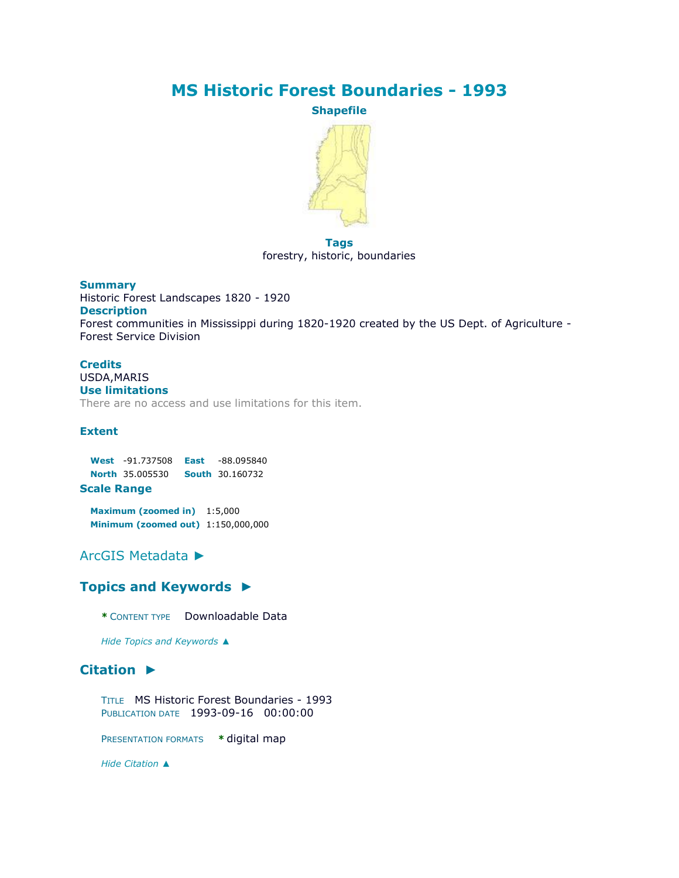# MS Historic Forest Boundaries - 1993

**Shapefile**

**Tags**

forestry, historic, boundaries

**Summary**

Historic Forest Landscapes 1820 - 1920

**Description**

Forest communities in Mississippi during 1820-1920 created by the US Dept. of Agriculture - Forest Service Division

**Credits**

USDA,MARIS

**Use limitations**

There are no access and use limitations for this item.

**Extent**

| | | | |
|---|---|---|---|
| **West** | -91.737508 | **East** | -88.095840 |
| **North** | 35.005530 | **South** | 30.160732 |

**Scale Range**

| | |
|---|---|
| **Maximum (zoomed in)** | 1:5,000 |
| **Minimum (zoomed out)** | 1:150,000,000 |

## ArcGIS Metadata ►

### Topics and Keywords ►

* CONTENT TYPE Downloadable Data

*Hide Topics and Keywords ▲*

### Citation ►

TITLE MS Historic Forest Boundaries - 1993
PUBLICATION DATE 1993-09-16 00:00:00

PRESENTATION FORMATS * digital map

*Hide Citation ▲*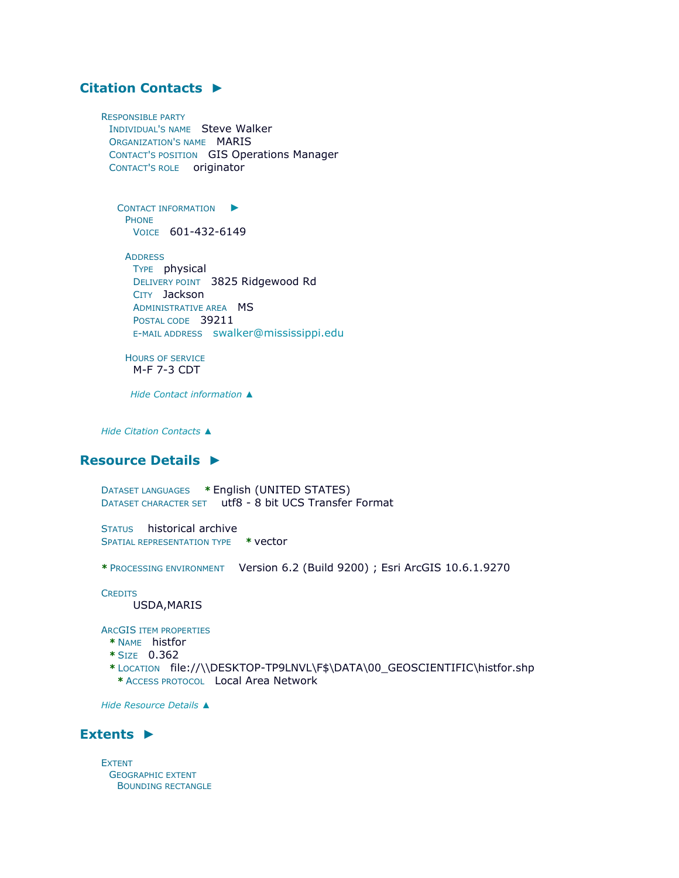## Citation Contacts ►

RESPONSIBLE PARTY
INDIVIDUAL'S NAME Steve Walker
ORGANIZATION'S NAME MARIS
CONTACT'S POSITION GIS Operations Manager
CONTACT'S ROLE originator

CONTACT INFORMATION ►
PHONE
VOICE 601-432-6149

ADDRESS
TYPE physical
DELIVERY POINT 3825 Ridgewood Rd
CITY Jackson
ADMINISTRATIVE AREA MS
POSTAL CODE 39211
E-MAIL ADDRESS swalker@mississippi.edu

HOURS OF SERVICE
M-F 7-3 CDT

*Hide Contact information ▲*

*Hide Citation Contacts ▲*

## Resource Details ►

DATASET LANGUAGES * English (UNITED STATES)
DATASET CHARACTER SET utf8 - 8 bit UCS Transfer Format

STATUS historical archive
SPATIAL REPRESENTATION TYPE * vector

* PROCESSING ENVIRONMENT Version 6.2 (Build 9200) ; Esri ArcGIS 10.6.1.9270

CREDITS
USDA,MARIS

ARCGIS ITEM PROPERTIES
* NAME histfor
* SIZE 0.362
* LOCATION file://\\DESKTOP-TP9LNVL\F$\DATA\00_GEOSCIENTIFIC\histfor.shp
* ACCESS PROTOCOL Local Area Network

*Hide Resource Details ▲*

## Extents ►

EXTENT
GEOGRAPHIC EXTENT
BOUNDING RECTANGLE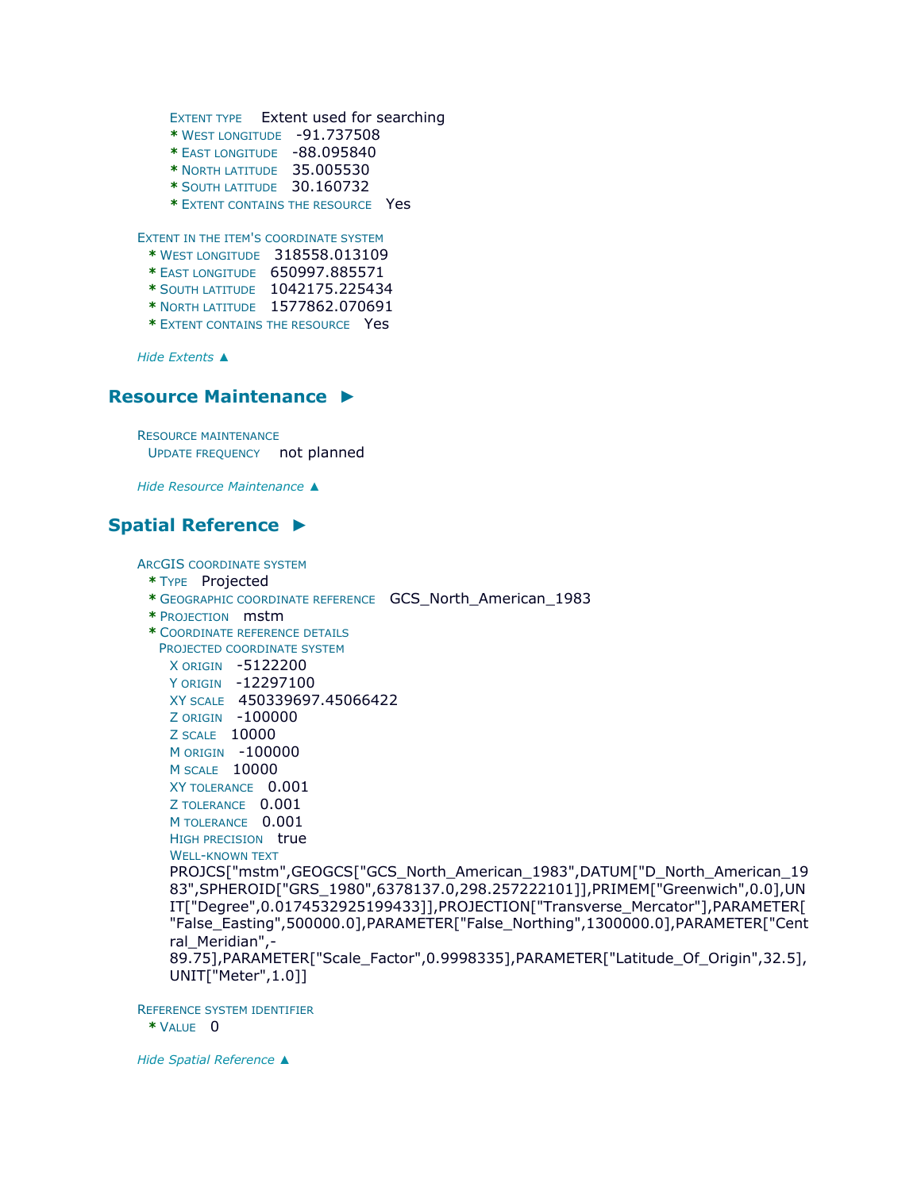Extent type   Extent used for searching
- * West longitude   -91.737508
- * East longitude   -88.095840
- * North latitude   35.005530
- * South latitude   30.160732
- * Extent contains the resource   Yes

Extent in the item's coordinate system
- * West longitude   318558.013109
- * East longitude   650997.885571
- * South latitude   1042175.225434
- * North latitude   1577862.070691
- * Extent contains the resource   Yes

*Hide Extents ▲*

## Resource Maintenance ►

Resource maintenance
Update frequency   not planned

*Hide Resource Maintenance ▲*

## Spatial Reference ►

ArcGIS coordinate system
- * Type   Projected
- * Geographic coordinate reference   GCS_North_American_1983
- * Projection   mstm
- * Coordinate reference details

Projected coordinate system
X origin   -5122200
Y origin   -12297100
XY scale   450339697.45066422
Z origin   -100000
Z scale   10000
M origin   -100000
M scale   10000
XY tolerance   0.001
Z tolerance   0.001
M tolerance   0.001
High precision   true
Well-known text
PROJCS["mstm",GEOGCS["GCS_North_American_1983",DATUM["D_North_American_1983",SPHEROID["GRS_1980",6378137.0,298.257222101]],PRIMEM["Greenwich",0.0],UNIT["Degree",0.0174532925199433]],PROJECTION["Transverse_Mercator"],PARAMETER["False_Easting",500000.0],PARAMETER["False_Northing",1300000.0],PARAMETER["Central_Meridian",-89.75],PARAMETER["Scale_Factor",0.9998335],PARAMETER["Latitude_Of_Origin",32.5],UNIT["Meter",1.0]]

Reference system identifier
- * Value   0

*Hide Spatial Reference ▲*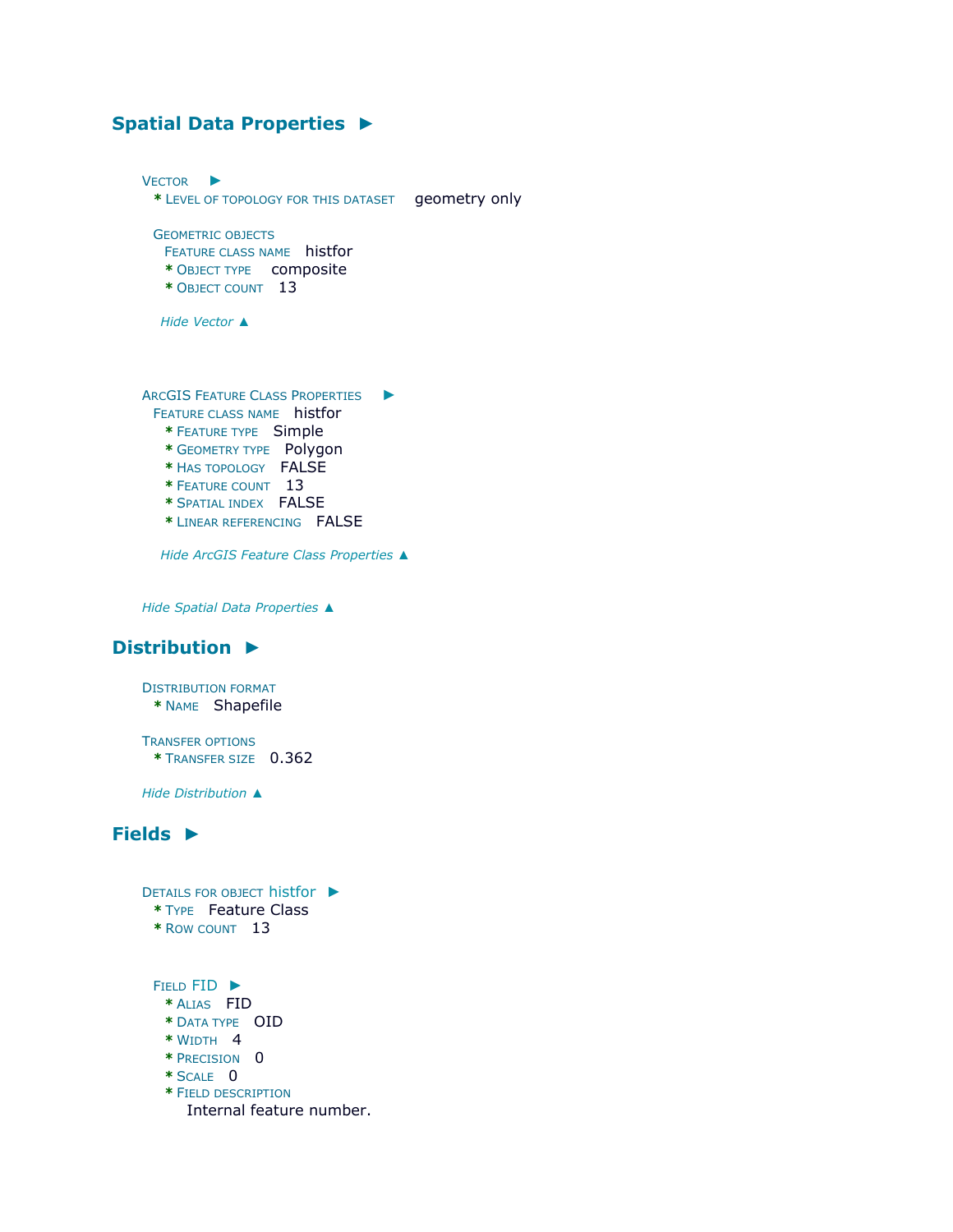## Spatial Data Properties ►

VECTOR ►
- * LEVEL OF TOPOLOGY FOR THIS DATASET geometry only

GEOMETRIC OBJECTS
- FEATURE CLASS NAME histfor
  - * OBJECT TYPE composite
  - * OBJECT COUNT 13

*Hide Vector ▲*

ARCGIS FEATURE CLASS PROPERTIES ►
- FEATURE CLASS NAME histfor
  - * FEATURE TYPE Simple
  - * GEOMETRY TYPE Polygon
  - * HAS TOPOLOGY FALSE
  - * FEATURE COUNT 13
  - * SPATIAL INDEX FALSE
  - * LINEAR REFERENCING FALSE

*Hide ArcGIS Feature Class Properties ▲*

*Hide Spatial Data Properties ▲*

## Distribution ►

DISTRIBUTION FORMAT
- * NAME Shapefile

TRANSFER OPTIONS
- * TRANSFER SIZE 0.362

*Hide Distribution ▲*

## Fields ►

DETAILS FOR OBJECT histfor ►
- * TYPE Feature Class
- * ROW COUNT 13

FIELD FID ►
- * ALIAS FID
- * DATA TYPE OID
- * WIDTH 4
- * PRECISION 0
- * SCALE 0
- * FIELD DESCRIPTION

  Internal feature number.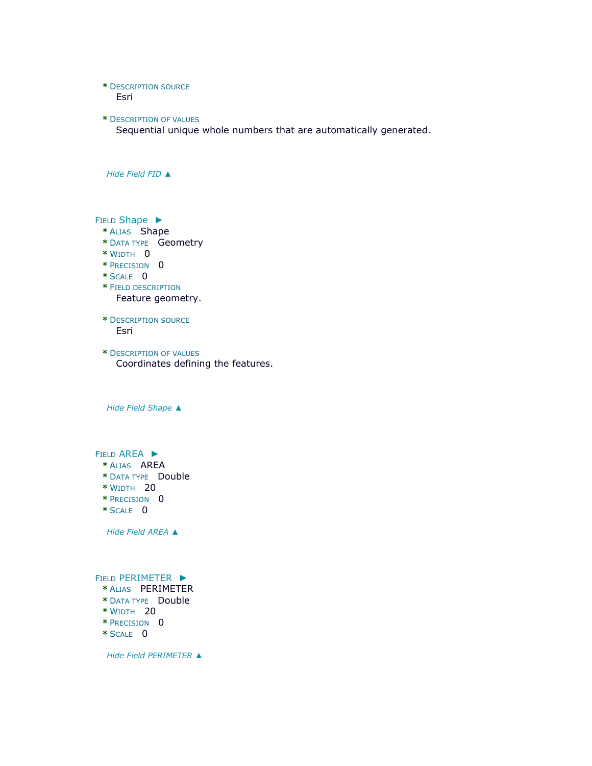* Description source
  Esri

* Description of values
  Sequential unique whole numbers that are automatically generated.

*Hide Field FID ▲*

Field Shape ►
* Alias   Shape
* Data type   Geometry
* Width   0
* Precision   0
* Scale   0
* Field description
  Feature geometry.

* Description source
  Esri

* Description of values
  Coordinates defining the features.

*Hide Field Shape ▲*

Field AREA ►
* Alias   AREA
* Data type   Double
* Width   20
* Precision   0
* Scale   0

*Hide Field AREA ▲*

Field PERIMETER ►
* Alias   PERIMETER
* Data type   Double
* Width   20
* Precision   0
* Scale   0

*Hide Field PERIMETER ▲*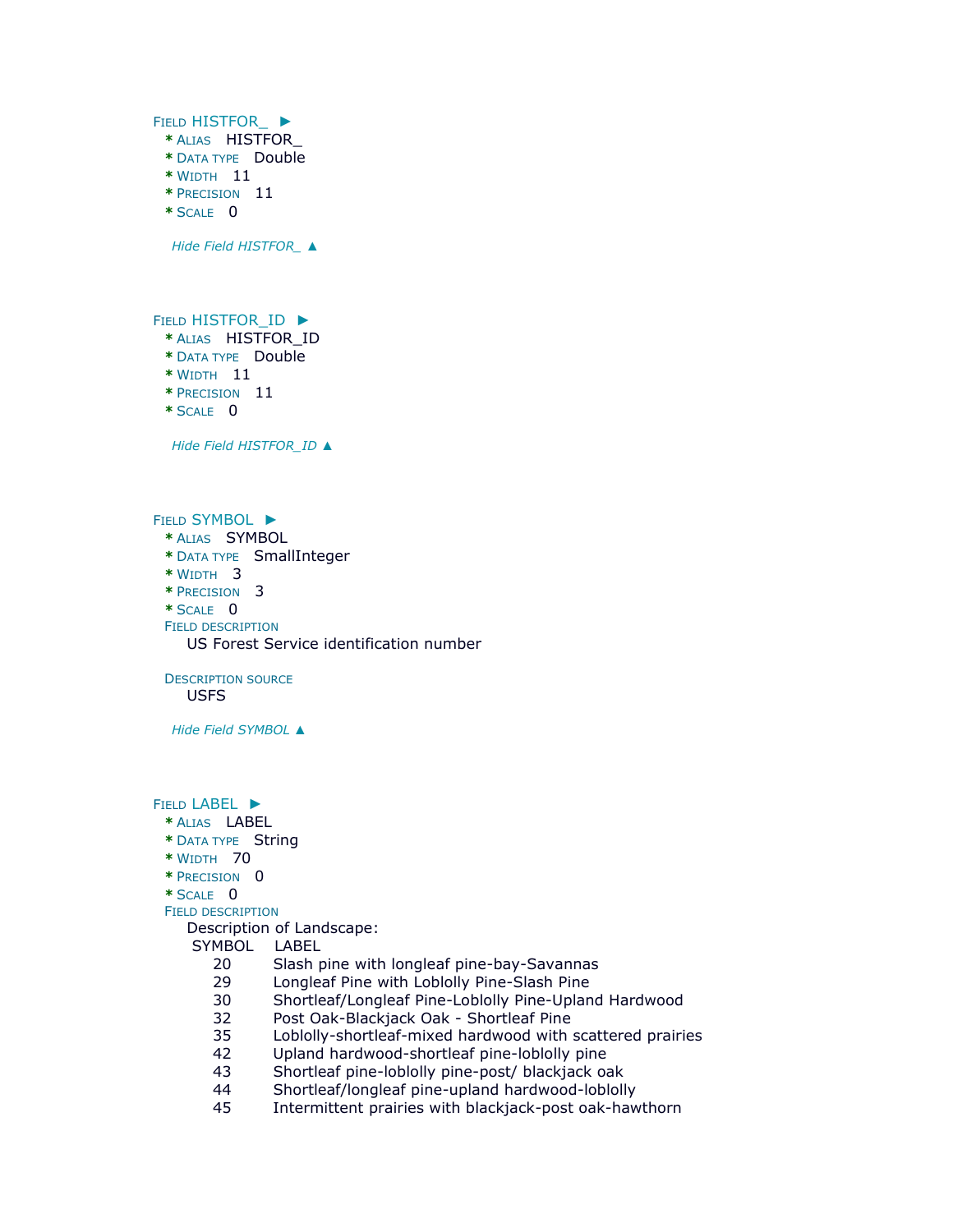FIELD HISTFOR_ ►

- \* ALIAS HISTFOR_
- \* DATA TYPE Double
- \* WIDTH 11
- \* PRECISION 11
- \* SCALE 0

*Hide Field HISTFOR_ ▲*

FIELD HISTFOR_ID ►

- \* ALIAS HISTFOR_ID
- \* DATA TYPE Double
- \* WIDTH 11
- \* PRECISION 11
- \* SCALE 0

*Hide Field HISTFOR_ID ▲*

FIELD SYMBOL ►

- \* ALIAS SYMBOL
- \* DATA TYPE SmallInteger
- \* WIDTH 3
- \* PRECISION 3
- \* SCALE 0

FIELD DESCRIPTION

US Forest Service identification number

DESCRIPTION SOURCE

USFS

*Hide Field SYMBOL ▲*

FIELD LABEL ►

- \* ALIAS LABEL
- \* DATA TYPE String
- \* WIDTH 70
- \* PRECISION 0
- \* SCALE 0

FIELD DESCRIPTION

Description of Landscape:

| SYMBOL | LABEL |
|---|---|
| 20 | Slash pine with longleaf pine-bay-Savannas |
| 29 | Longleaf Pine with Loblolly Pine-Slash Pine |
| 30 | Shortleaf/Longleaf Pine-Loblolly Pine-Upland Hardwood |
| 32 | Post Oak-Blackjack Oak - Shortleaf Pine |
| 35 | Loblolly-shortleaf-mixed hardwood with scattered prairies |
| 42 | Upland hardwood-shortleaf pine-loblolly pine |
| 43 | Shortleaf pine-loblolly pine-post/ blackjack oak |
| 44 | Shortleaf/longleaf pine-upland hardwood-loblolly |
| 45 | Intermittent prairies with blackjack-post oak-hawthorn |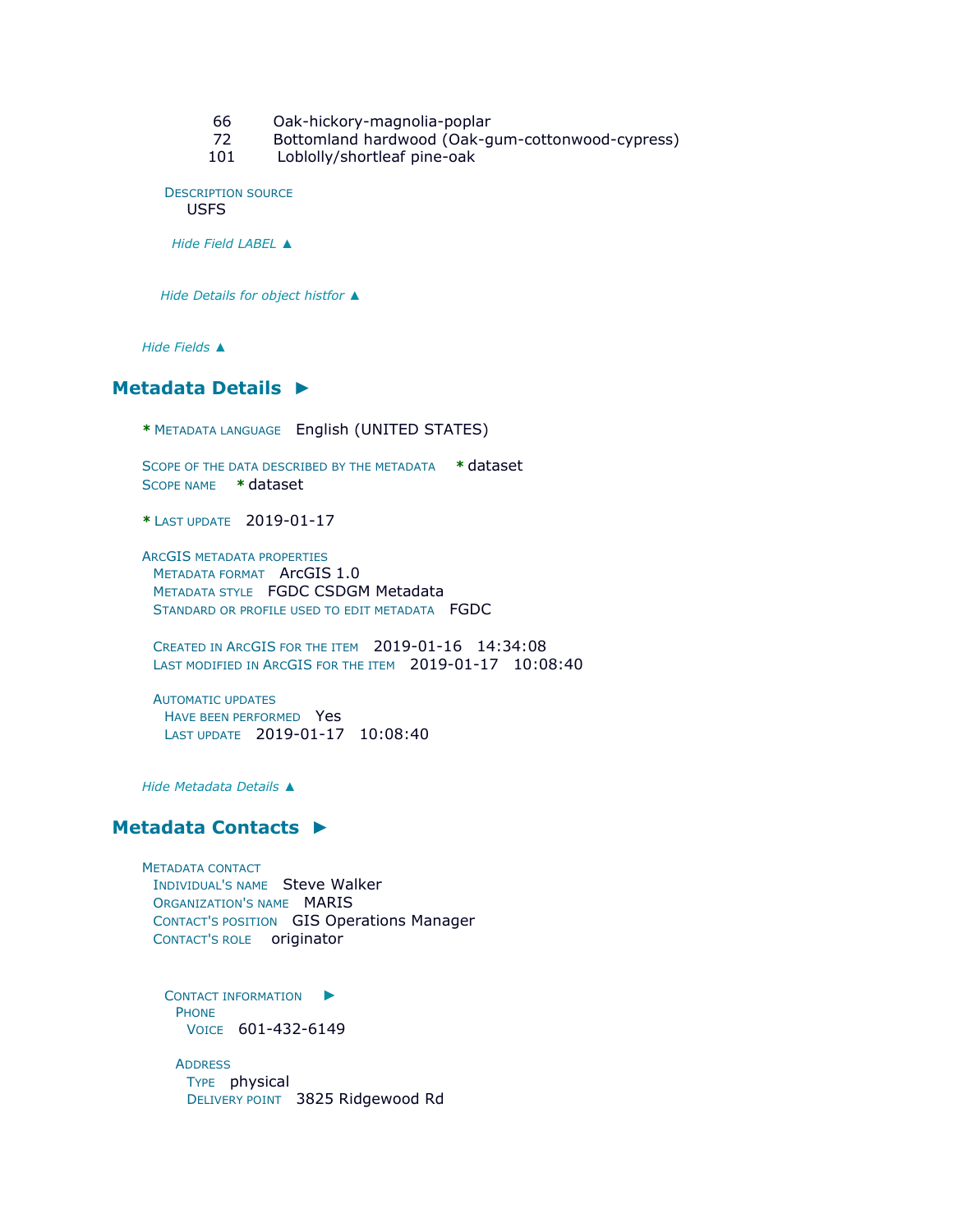66 Oak-hickory-magnolia-poplar
72 Bottomland hardwood (Oak-gum-cottonwood-cypress)
101 Loblolly/shortleaf pine-oak

DESCRIPTION SOURCE
USFS

*Hide Field LABEL ▲*

*Hide Details for object histfor ▲*

*Hide Fields ▲*

## Metadata Details ►

* METADATA LANGUAGE English (UNITED STATES)

SCOPE OF THE DATA DESCRIBED BY THE METADATA * dataset
SCOPE NAME * dataset

* LAST UPDATE 2019-01-17

ARCGIS METADATA PROPERTIES
METADATA FORMAT ArcGIS 1.0
METADATA STYLE FGDC CSDGM Metadata
STANDARD OR PROFILE USED TO EDIT METADATA FGDC

CREATED IN ARCGIS FOR THE ITEM 2019-01-16 14:34:08
LAST MODIFIED IN ARCGIS FOR THE ITEM 2019-01-17 10:08:40

AUTOMATIC UPDATES
HAVE BEEN PERFORMED Yes
LAST UPDATE 2019-01-17 10:08:40

*Hide Metadata Details ▲*

## Metadata Contacts ►

METADATA CONTACT
INDIVIDUAL'S NAME Steve Walker
ORGANIZATION'S NAME MARIS
CONTACT'S POSITION GIS Operations Manager
CONTACT'S ROLE originator

CONTACT INFORMATION ►
PHONE
VOICE 601-432-6149

ADDRESS
TYPE physical
DELIVERY POINT 3825 Ridgewood Rd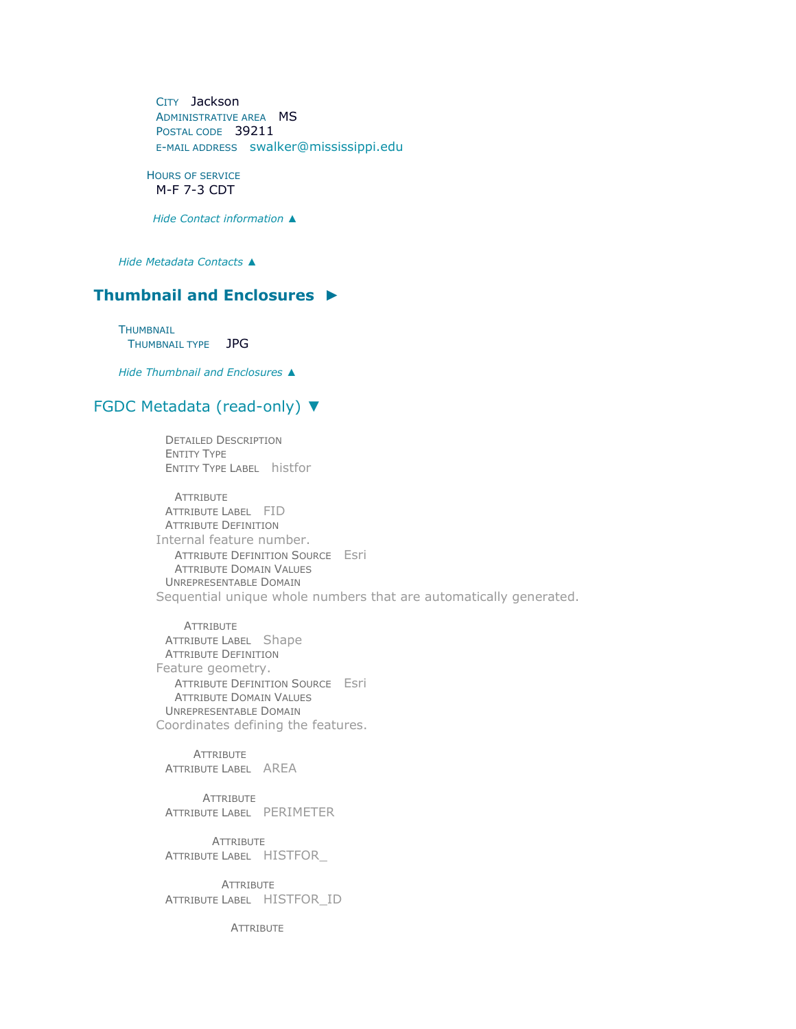City Jackson
Administrative area MS
Postal code 39211
E-mail address swalker@mississippi.edu

Hours of service
M-F 7-3 CDT

*Hide Contact information ▲*

*Hide Metadata Contacts ▲*

## Thumbnail and Enclosures ►

Thumbnail
Thumbnail type JPG

*Hide Thumbnail and Enclosures ▲*

## FGDC Metadata (read-only) ▼

Detailed Description
Entity Type
Entity Type Label histfor

Attribute
Attribute Label FID
Attribute Definition
Internal feature number.
Attribute Definition Source Esri
Attribute Domain Values
Unrepresentable Domain
Sequential unique whole numbers that are automatically generated.

Attribute
Attribute Label Shape
Attribute Definition
Feature geometry.
Attribute Definition Source Esri
Attribute Domain Values
Unrepresentable Domain
Coordinates defining the features.

Attribute
Attribute Label AREA

Attribute
Attribute Label PERIMETER

Attribute
Attribute Label HISTFOR_

Attribute
Attribute Label HISTFOR_ID

Attribute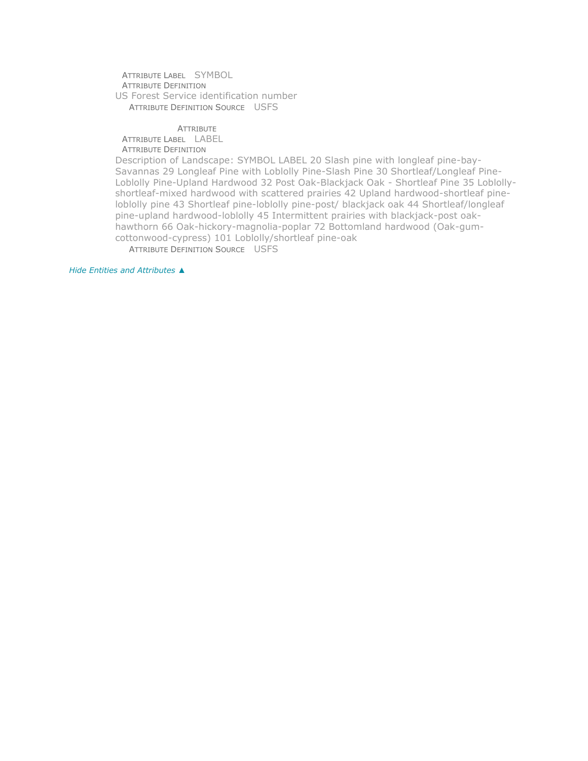Attribute Label SYMBOL

Attribute Definition

US Forest Service identification number

Attribute Definition Source USFS

Attribute

Attribute Label LABEL

Attribute Definition

Description of Landscape: SYMBOL LABEL 20 Slash pine with longleaf pine-bay-Savannas 29 Longleaf Pine with Loblolly Pine-Slash Pine 30 Shortleaf/Longleaf Pine-Loblolly Pine-Upland Hardwood 32 Post Oak-Blackjack Oak - Shortleaf Pine 35 Loblolly-shortleaf-mixed hardwood with scattered prairies 42 Upland hardwood-shortleaf pine-loblolly pine 43 Shortleaf pine-loblolly pine-post/ blackjack oak 44 Shortleaf/longleaf pine-upland hardwood-loblolly 45 Intermittent prairies with blackjack-post oak-hawthorn 66 Oak-hickory-magnolia-poplar 72 Bottomland hardwood (Oak-gum-cottonwood-cypress) 101 Loblolly/shortleaf pine-oak

Attribute Definition Source USFS

*Hide Entities and Attributes ▲*